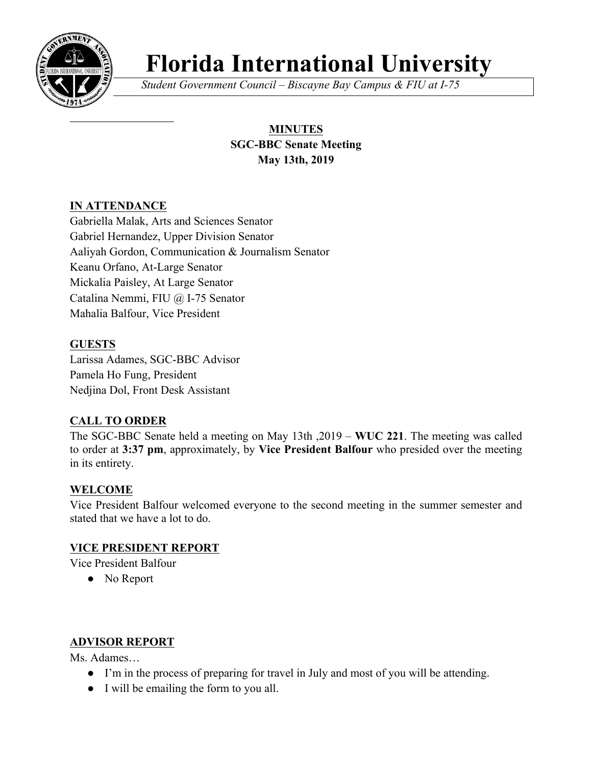# Florida International University

*Student Government Council – Biscayne Bay Campus & FIU at I-75*

**MINUTES**
**SGC-BBC Senate Meeting**
**May 13th, 2019**

## IN ATTENDANCE

Gabriella Malak, Arts and Sciences Senator
Gabriel Hernandez, Upper Division Senator
Aaliyah Gordon, Communication & Journalism Senator
Keanu Orfano, At-Large Senator
Mickalia Paisley, At Large Senator
Catalina Nemmi, FIU @ I-75 Senator
Mahalia Balfour, Vice President

## GUESTS

Larissa Adames, SGC-BBC Advisor
Pamela Ho Fung, President
Nedjina Dol, Front Desk Assistant

## CALL TO ORDER

The SGC-BBC Senate held a meeting on May 13th ,2019 – **WUC 221**. The meeting was called to order at **3:37 pm**, approximately, by **Vice President Balfour** who presided over the meeting in its entirety.

## WELCOME

Vice President Balfour welcomed everyone to the second meeting in the summer semester and stated that we have a lot to do.

## VICE PRESIDENT REPORT

Vice President Balfour

- No Report

## ADVISOR REPORT

Ms. Adames…

- I'm in the process of preparing for travel in July and most of you will be attending.
- I will be emailing the form to you all.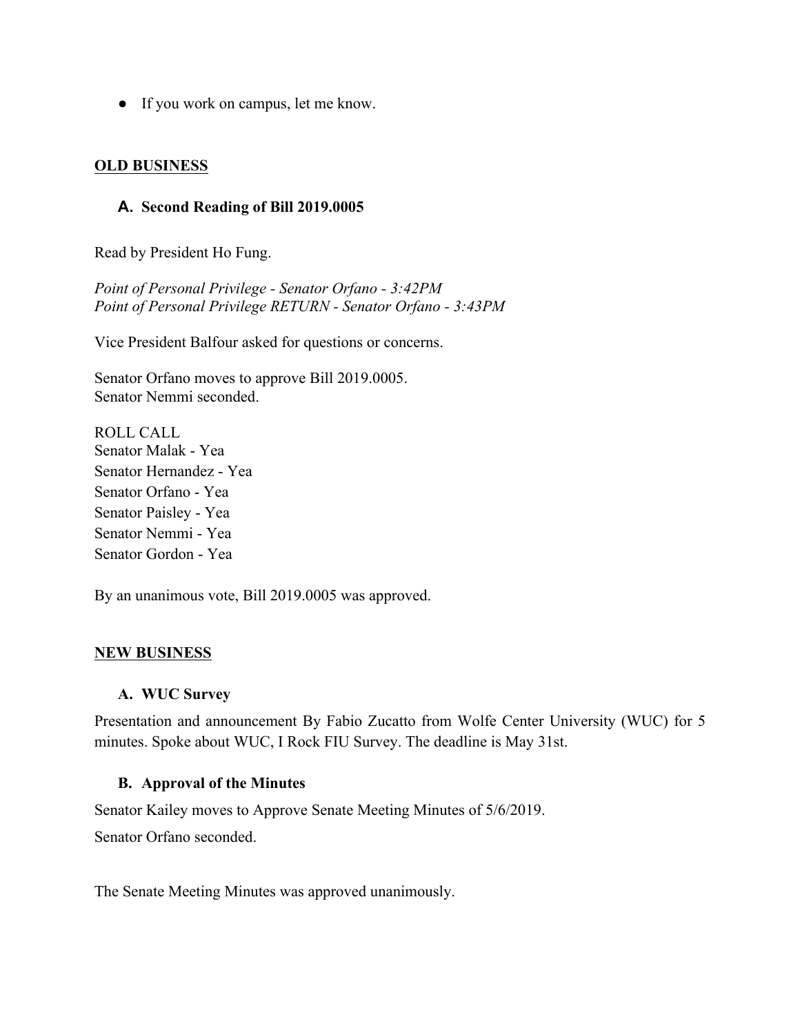- If you work on campus, let me know.

## OLD BUSINESS

### A. Second Reading of Bill 2019.0005

Read by President Ho Fung.

*Point of Personal Privilege - Senator Orfano - 3:42PM*
*Point of Personal Privilege RETURN - Senator Orfano - 3:43PM*

Vice President Balfour asked for questions or concerns.

Senator Orfano moves to approve Bill 2019.0005.
Senator Nemmi seconded.

ROLL CALL
Senator Malak - Yea
Senator Hernandez - Yea
Senator Orfano - Yea
Senator Paisley - Yea
Senator Nemmi - Yea
Senator Gordon - Yea

By an unanimous vote, Bill 2019.0005 was approved.

## NEW BUSINESS

### A. WUC Survey

Presentation and announcement By Fabio Zucatto from Wolfe Center University (WUC) for 5 minutes. Spoke about WUC, I Rock FIU Survey. The deadline is May 31st.

### B. Approval of the Minutes

Senator Kailey moves to Approve Senate Meeting Minutes of 5/6/2019.

Senator Orfano seconded.

The Senate Meeting Minutes was approved unanimously.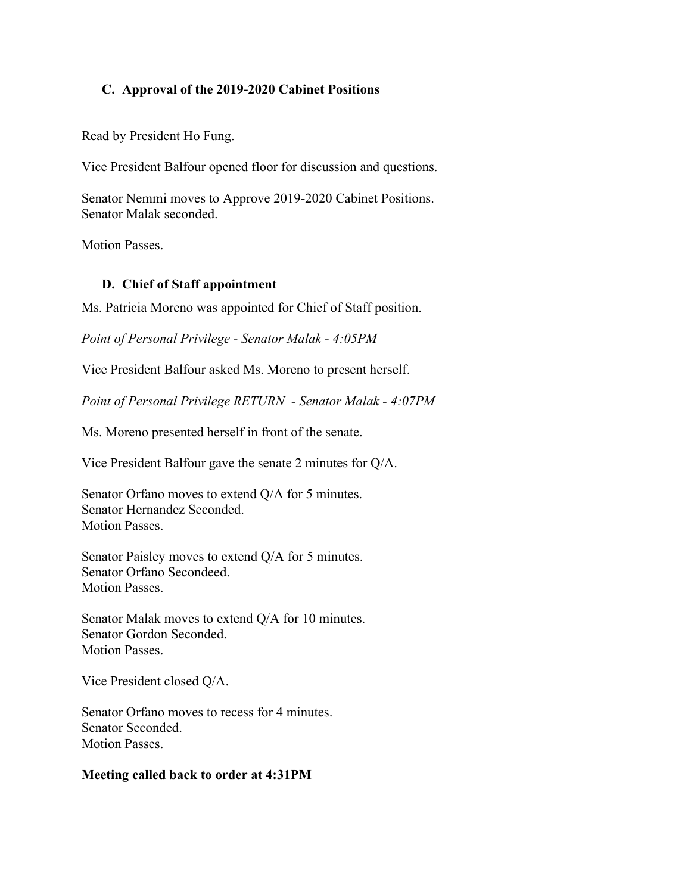### C. Approval of the 2019-2020 Cabinet Positions

Read by President Ho Fung.

Vice President Balfour opened floor for discussion and questions.

Senator Nemmi moves to Approve 2019-2020 Cabinet Positions.
Senator Malak seconded.

Motion Passes.

### D. Chief of Staff appointment

Ms. Patricia Moreno was appointed for Chief of Staff position.

*Point of Personal Privilege - Senator Malak - 4:05PM*

Vice President Balfour asked Ms. Moreno to present herself.

*Point of Personal Privilege RETURN - Senator Malak - 4:07PM*

Ms. Moreno presented herself in front of the senate.

Vice President Balfour gave the senate 2 minutes for Q/A.

Senator Orfano moves to extend Q/A for 5 minutes.
Senator Hernandez Seconded.
Motion Passes.

Senator Paisley moves to extend Q/A for 5 minutes.
Senator Orfano Secondeed.
Motion Passes.

Senator Malak moves to extend Q/A for 10 minutes.
Senator Gordon Seconded.
Motion Passes.

Vice President closed Q/A.

Senator Orfano moves to recess for 4 minutes.
Senator Seconded.
Motion Passes.

**Meeting called back to order at 4:31PM**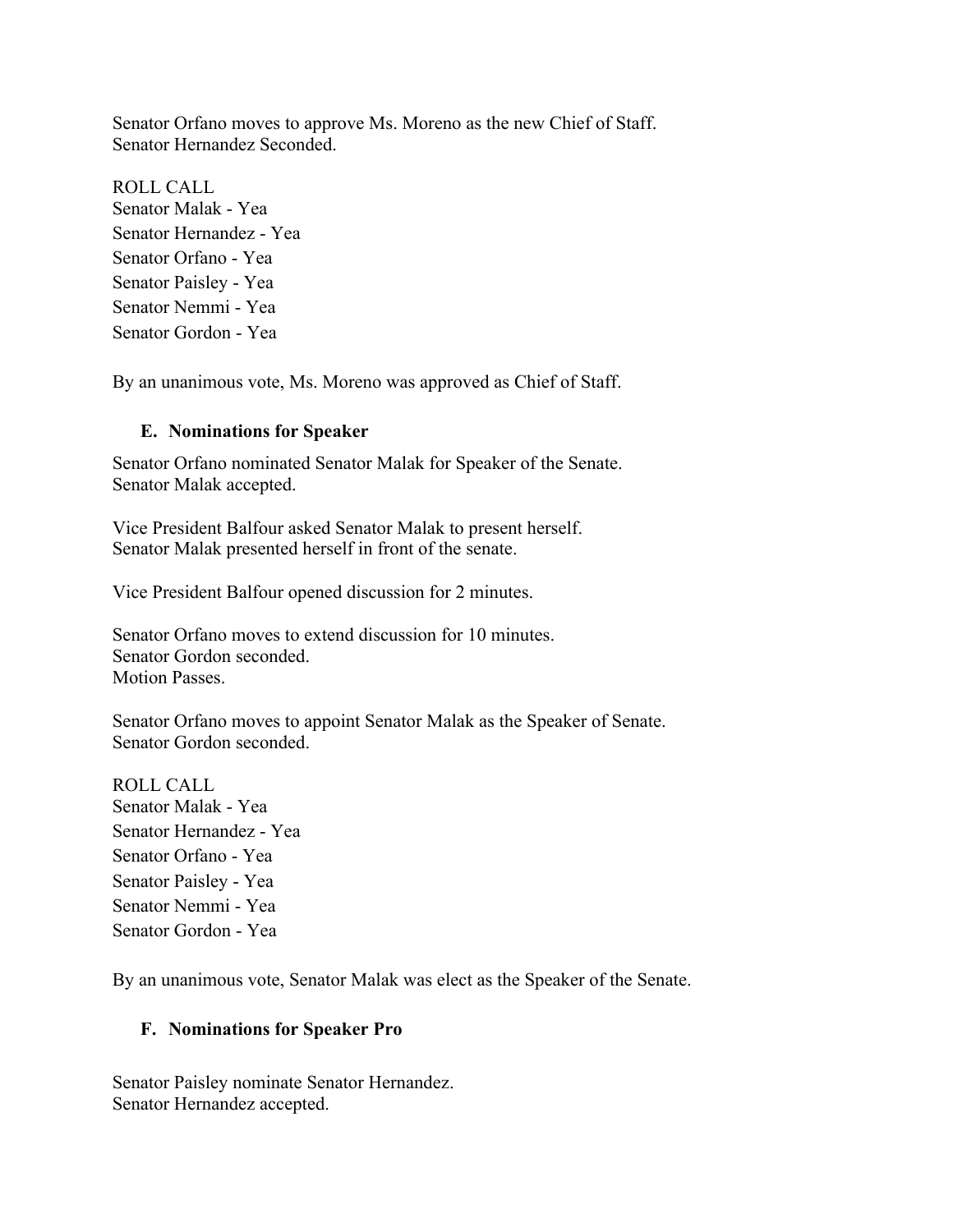Senator Orfano moves to approve Ms. Moreno as the new Chief of Staff.
Senator Hernandez Seconded.

ROLL CALL
Senator Malak - Yea
Senator Hernandez - Yea
Senator Orfano - Yea
Senator Paisley - Yea
Senator Nemmi - Yea
Senator Gordon - Yea

By an unanimous vote, Ms. Moreno was approved as Chief of Staff.

### E. Nominations for Speaker

Senator Orfano nominated Senator Malak for Speaker of the Senate.
Senator Malak accepted.

Vice President Balfour asked Senator Malak to present herself.
Senator Malak presented herself in front of the senate.

Vice President Balfour opened discussion for 2 minutes.

Senator Orfano moves to extend discussion for 10 minutes.
Senator Gordon seconded.
Motion Passes.

Senator Orfano moves to appoint Senator Malak as the Speaker of Senate.
Senator Gordon seconded.

ROLL CALL
Senator Malak - Yea
Senator Hernandez - Yea
Senator Orfano - Yea
Senator Paisley - Yea
Senator Nemmi - Yea
Senator Gordon - Yea

By an unanimous vote, Senator Malak was elect as the Speaker of the Senate.

### F. Nominations for Speaker Pro

Senator Paisley nominate Senator Hernandez.
Senator Hernandez accepted.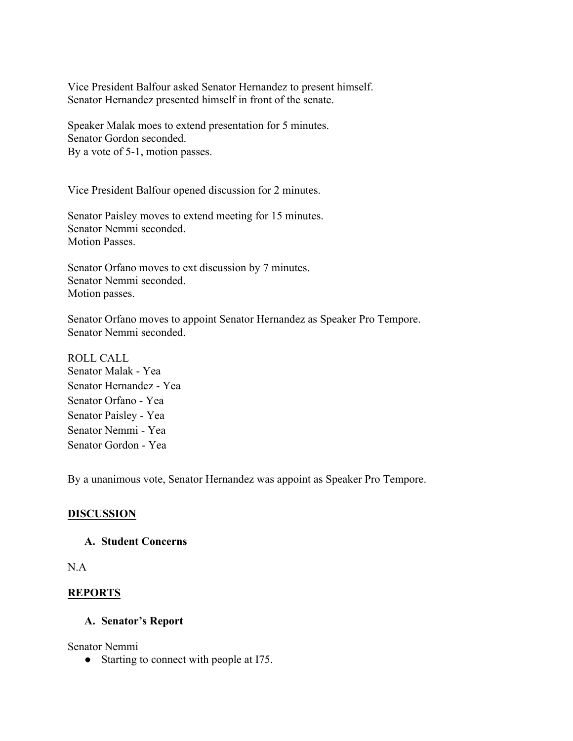Vice President Balfour asked Senator Hernandez to present himself.
Senator Hernandez presented himself in front of the senate.

Speaker Malak moes to extend presentation for 5 minutes.
Senator Gordon seconded.
By a vote of 5-1, motion passes.

Vice President Balfour opened discussion for 2 minutes.

Senator Paisley moves to extend meeting for 15 minutes.
Senator Nemmi seconded.
Motion Passes.

Senator Orfano moves to ext discussion by 7 minutes.
Senator Nemmi seconded.
Motion passes.

Senator Orfano moves to appoint Senator Hernandez as Speaker Pro Tempore.
Senator Nemmi seconded.

ROLL CALL
Senator Malak - Yea
Senator Hernandez - Yea
Senator Orfano - Yea
Senator Paisley - Yea
Senator Nemmi - Yea
Senator Gordon - Yea

By a unanimous vote, Senator Hernandez was appoint as Speaker Pro Tempore.

## DISCUSSION

### A. Student Concerns

N.A

## REPORTS

### A. Senator's Report

Senator Nemmi

- Starting to connect with people at I75.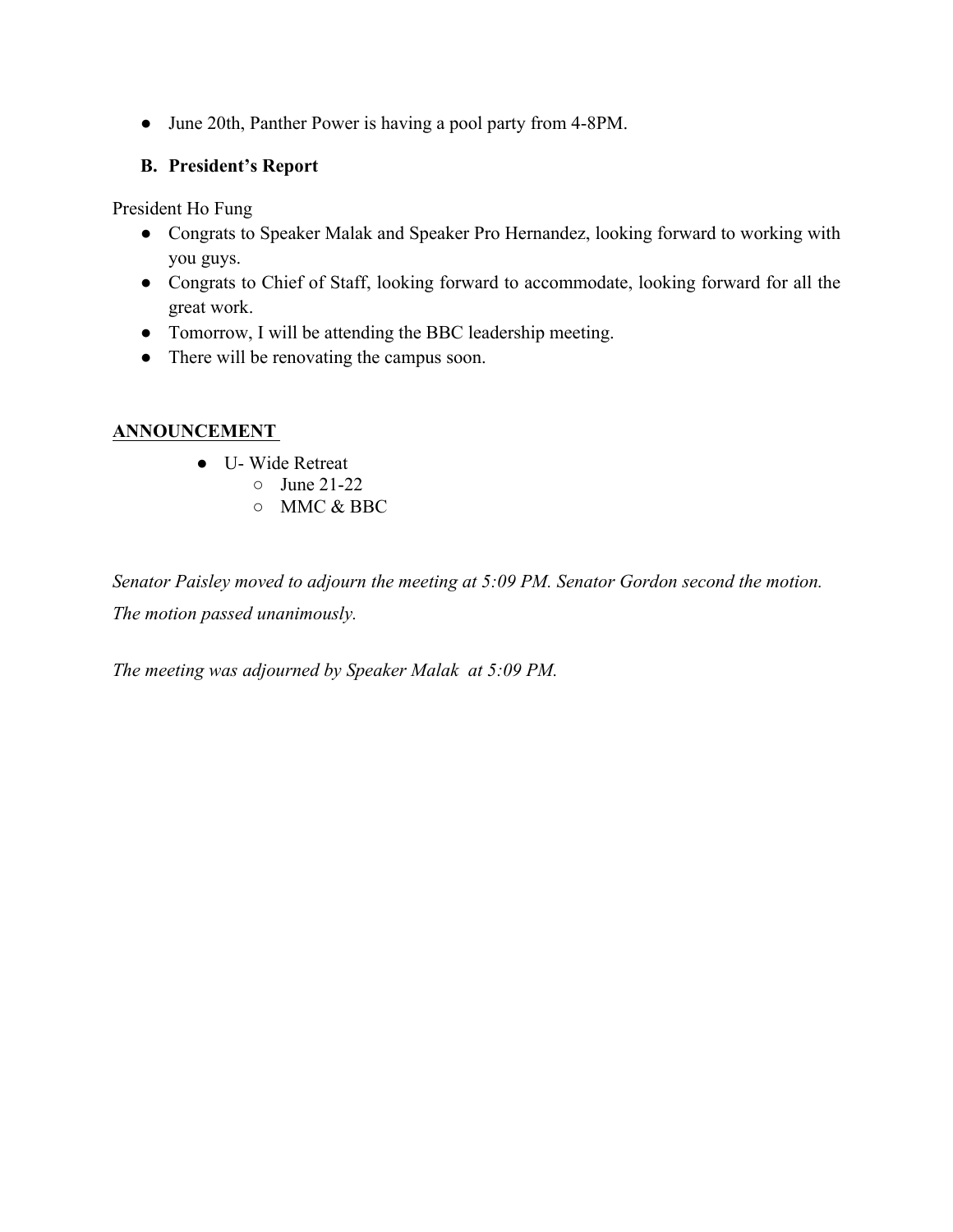- June 20th, Panther Power is having a pool party from 4-8PM.

### B. President's Report

President Ho Fung

- Congrats to Speaker Malak and Speaker Pro Hernandez, looking forward to working with you guys.
- Congrats to Chief of Staff, looking forward to accommodate, looking forward for all the great work.
- Tomorrow, I will be attending the BBC leadership meeting.
- There will be renovating the campus soon.

## ANNOUNCEMENT

- U- Wide Retreat
  - June 21-22
  - MMC & BBC

*Senator Paisley moved to adjourn the meeting at 5:09 PM. Senator Gordon second the motion. The motion passed unanimously.*

*The meeting was adjourned by Speaker Malak at 5:09 PM.*